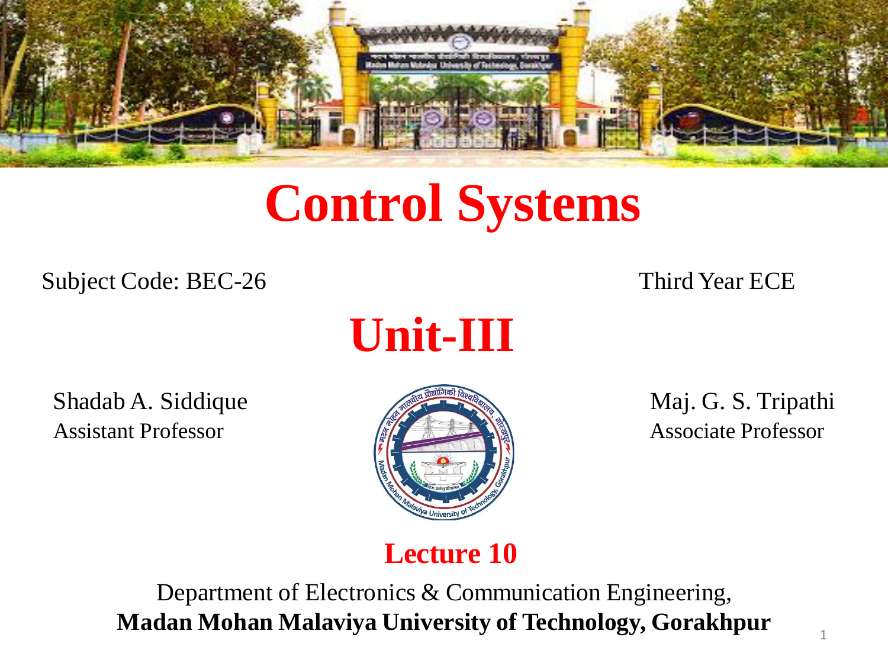# Control Systems

Subject Code: BEC-26

Third Year ECE

## Unit-III

Shadab A. Siddique
Assistant Professor

Maj. G. S. Tripathi
Associate Professor

### Lecture 10

Department of Electronics & Communication Engineering,
**Madan Mohan Malaviya University of Technology, Gorakhpur**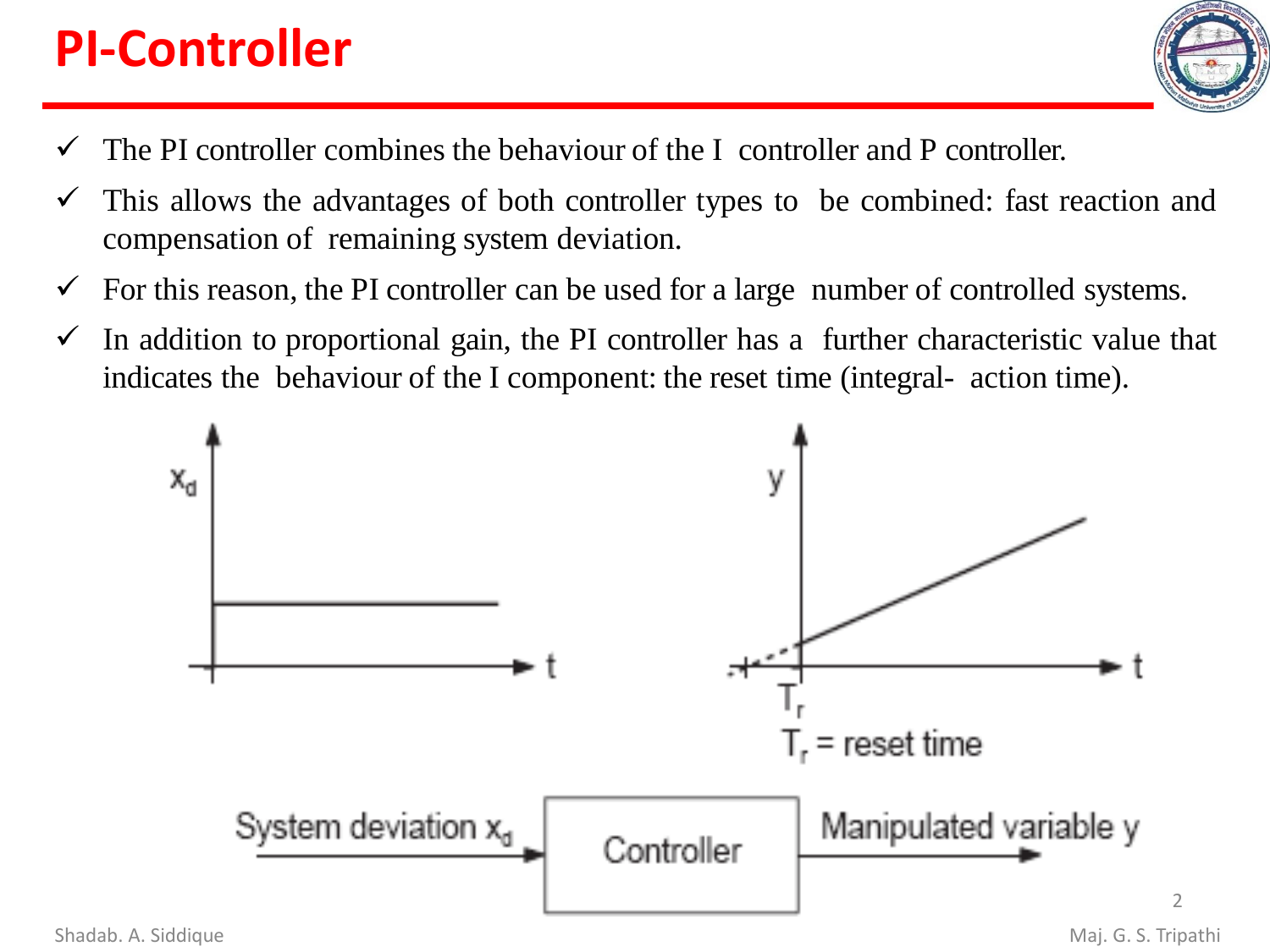# PI-Controller

- ✓ The PI controller combines the behaviour of the I controller and P controller.
- ✓ This allows the advantages of both controller types to be combined: fast reaction and compensation of remaining system deviation.
- ✓ For this reason, the PI controller can be used for a large number of controlled systems.
- ✓ In addition to proportional gain, the PI controller has a further characteristic value that indicates the behaviour of the I component: the reset time (integral- action time).

$T_r$ = reset time

System deviation $x_d$ → Controller → Manipulated variable y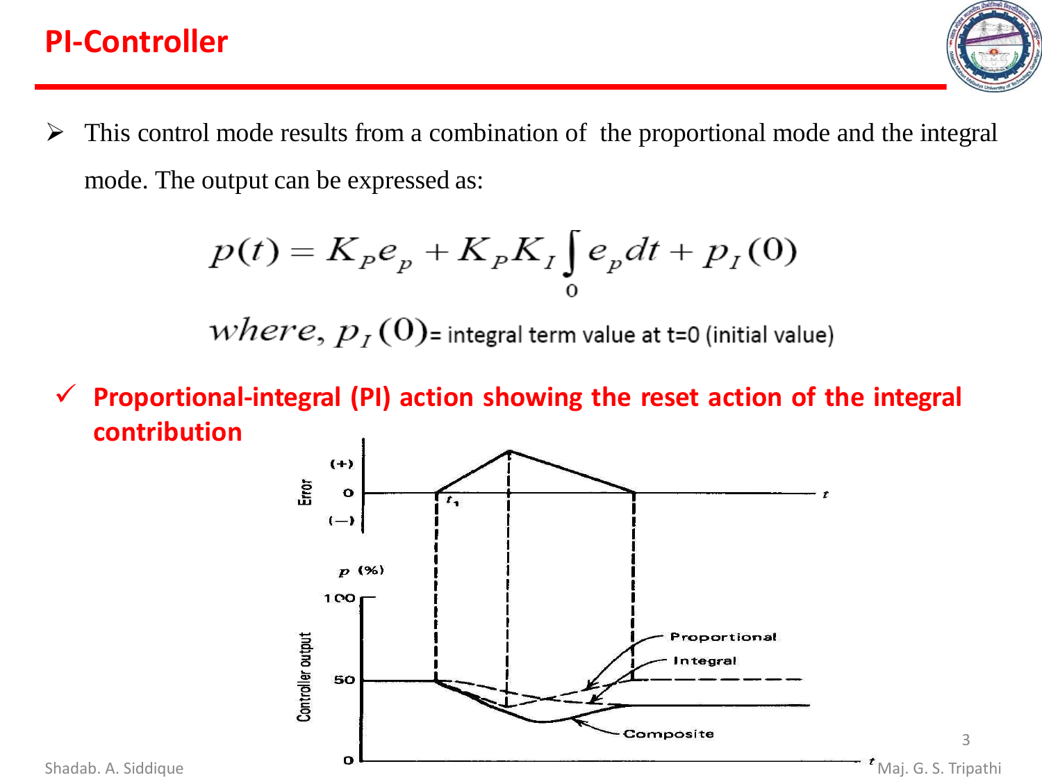# PI-Controller

- This control mode results from a combination of the proportional mode and the integral mode. The output can be expressed as:

$$p(t) = K_P e_p + K_P K_I \int_0 e_p dt + p_I(0)$$

$where,\ p_I(0)$ = integral term value at t=0 (initial value)

✓ **Proportional-integral (PI) action showing the reset action of the integral contribution**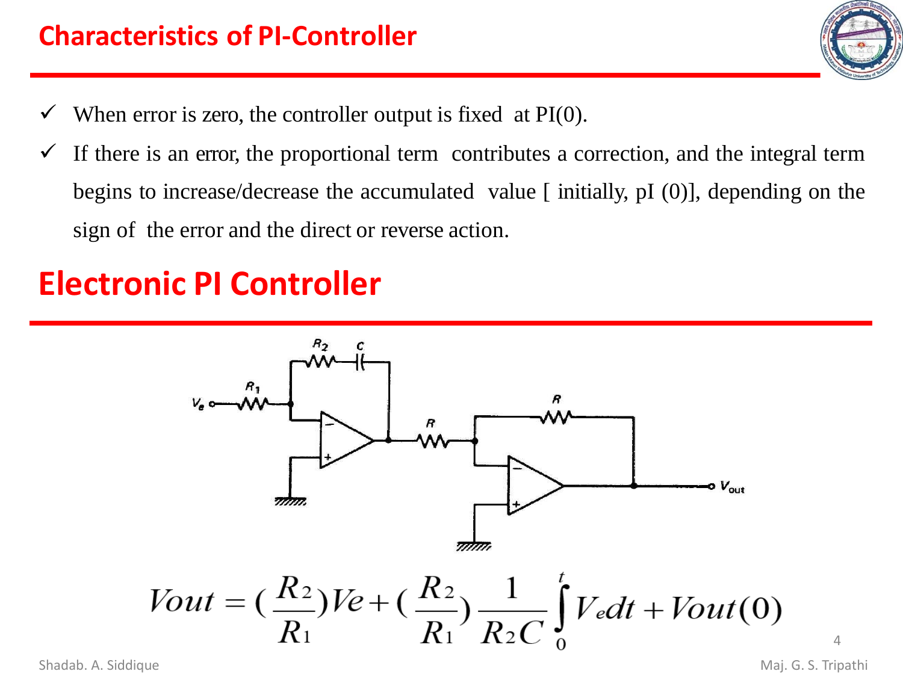## Characteristics of PI-Controller

- ✓ When error is zero, the controller output is fixed at PI(0).
- ✓ If there is an error, the proportional term contributes a correction, and the integral term begins to increase/decrease the accumulated value [ initially, pI (0)], depending on the sign of the error and the direct or reverse action.

## Electronic PI Controller

$$Vout = \left(\frac{R_2}{R_1}\right)Ve + \left(\frac{R_2}{R_1}\right)\frac{1}{R_2 C}\int_0^t V_e dt + Vout(0)$$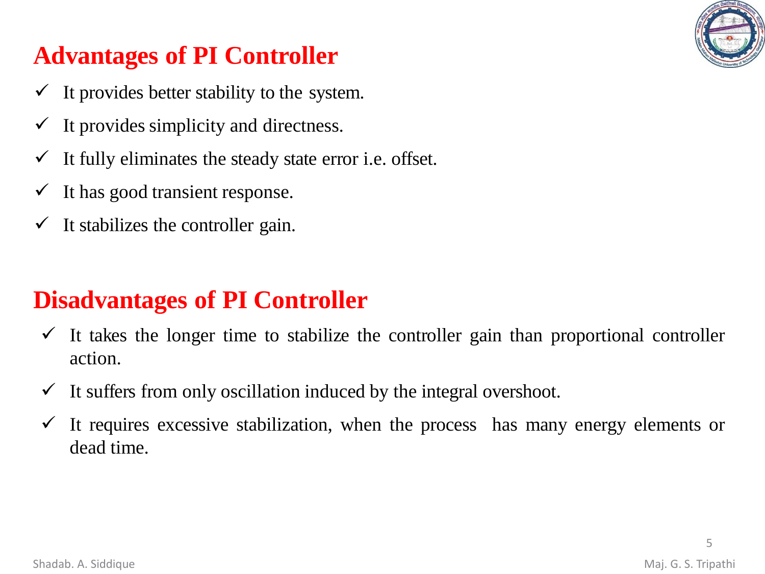## Advantages of PI Controller

- ✓ It provides better stability to the system.
- ✓ It provides simplicity and directness.
- ✓ It fully eliminates the steady state error i.e. offset.
- ✓ It has good transient response.
- ✓ It stabilizes the controller gain.

## Disadvantages of PI Controller

- ✓ It takes the longer time to stabilize the controller gain than proportional controller action.
- ✓ It suffers from only oscillation induced by the integral overshoot.
- ✓ It requires excessive stabilization, when the process has many energy elements or dead time.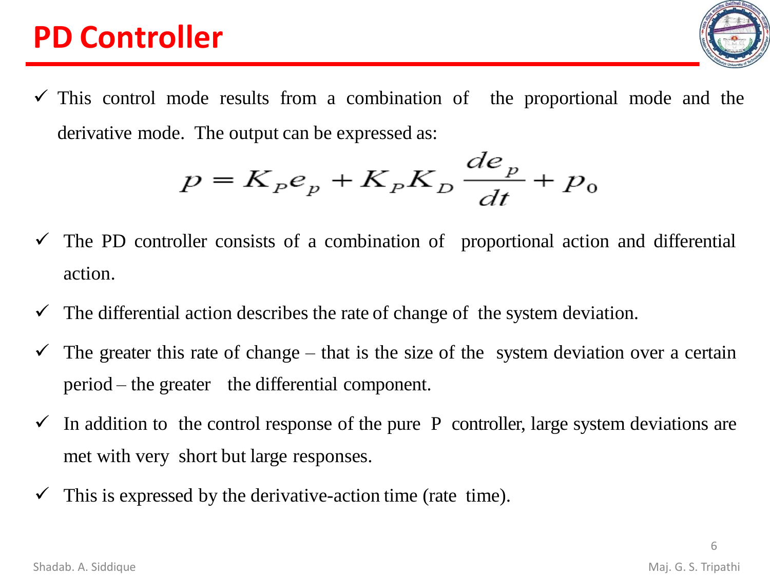# PD Controller

- ✓ This control mode results from a combination of the proportional mode and the derivative mode. The output can be expressed as:

$$p = K_P e_p + K_P K_D \frac{de_p}{dt} + p_0$$

- ✓ The PD controller consists of a combination of proportional action and differential action.
- ✓ The differential action describes the rate of change of the system deviation.
- ✓ The greater this rate of change – that is the size of the system deviation over a certain period – the greater the differential component.
- ✓ In addition to the control response of the pure P controller, large system deviations are met with very short but large responses.
- ✓ This is expressed by the derivative-action time (rate time).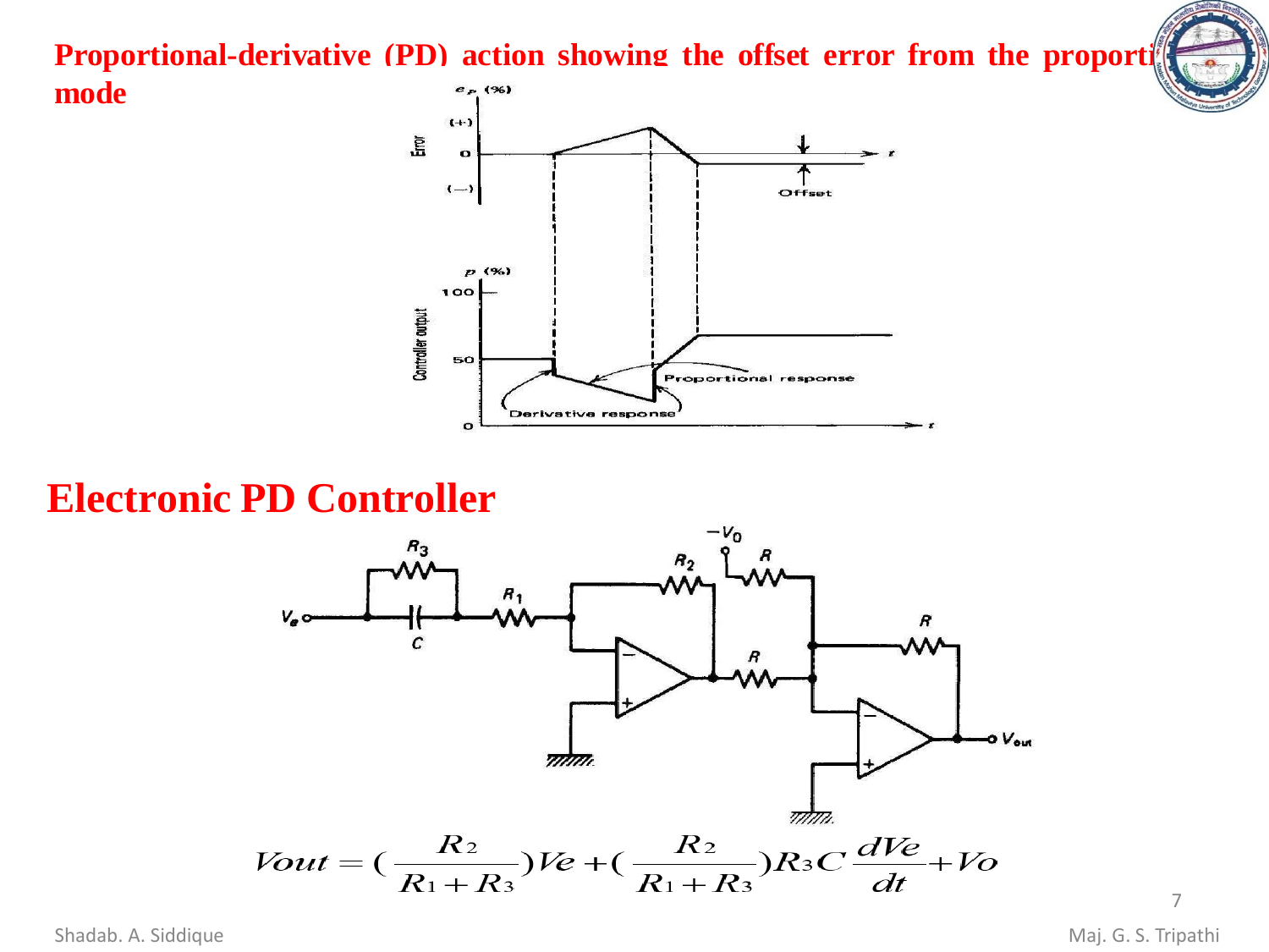**Proportional-derivative (PD) action showing the offset error from the proportional mode**

## Electronic PD Controller

$$V_{out} = \left(\frac{R_2}{R_1 + R_3}\right)V_e + \left(\frac{R_2}{R_1 + R_3}\right)R_3 C\frac{dV_e}{dt} + V_o$$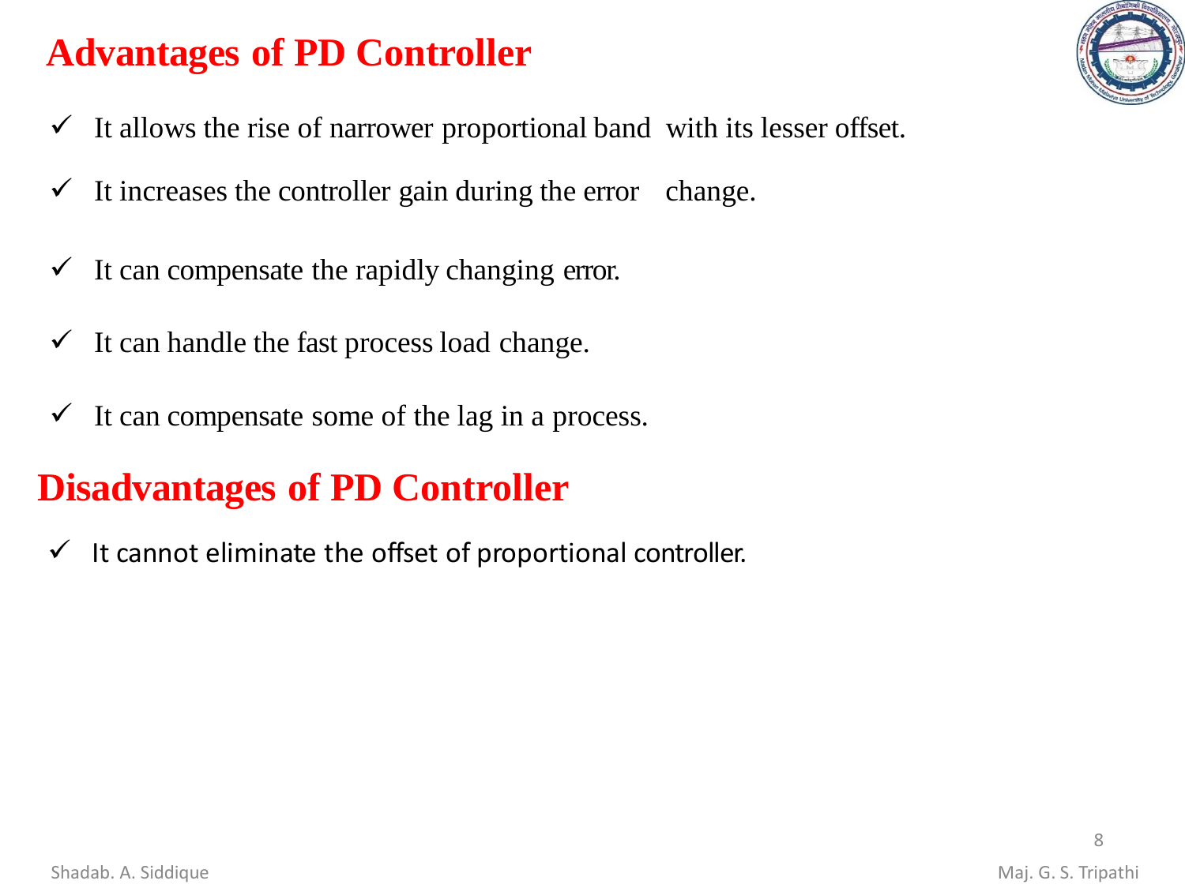## Advantages of PD Controller

- ✓ It allows the rise of narrower proportional band with its lesser offset.
- ✓ It increases the controller gain during the error change.
- ✓ It can compensate the rapidly changing error.
- ✓ It can handle the fast process load change.
- ✓ It can compensate some of the lag in a process.

## Disadvantages of PD Controller

- ✓ It cannot eliminate the offset of proportional controller.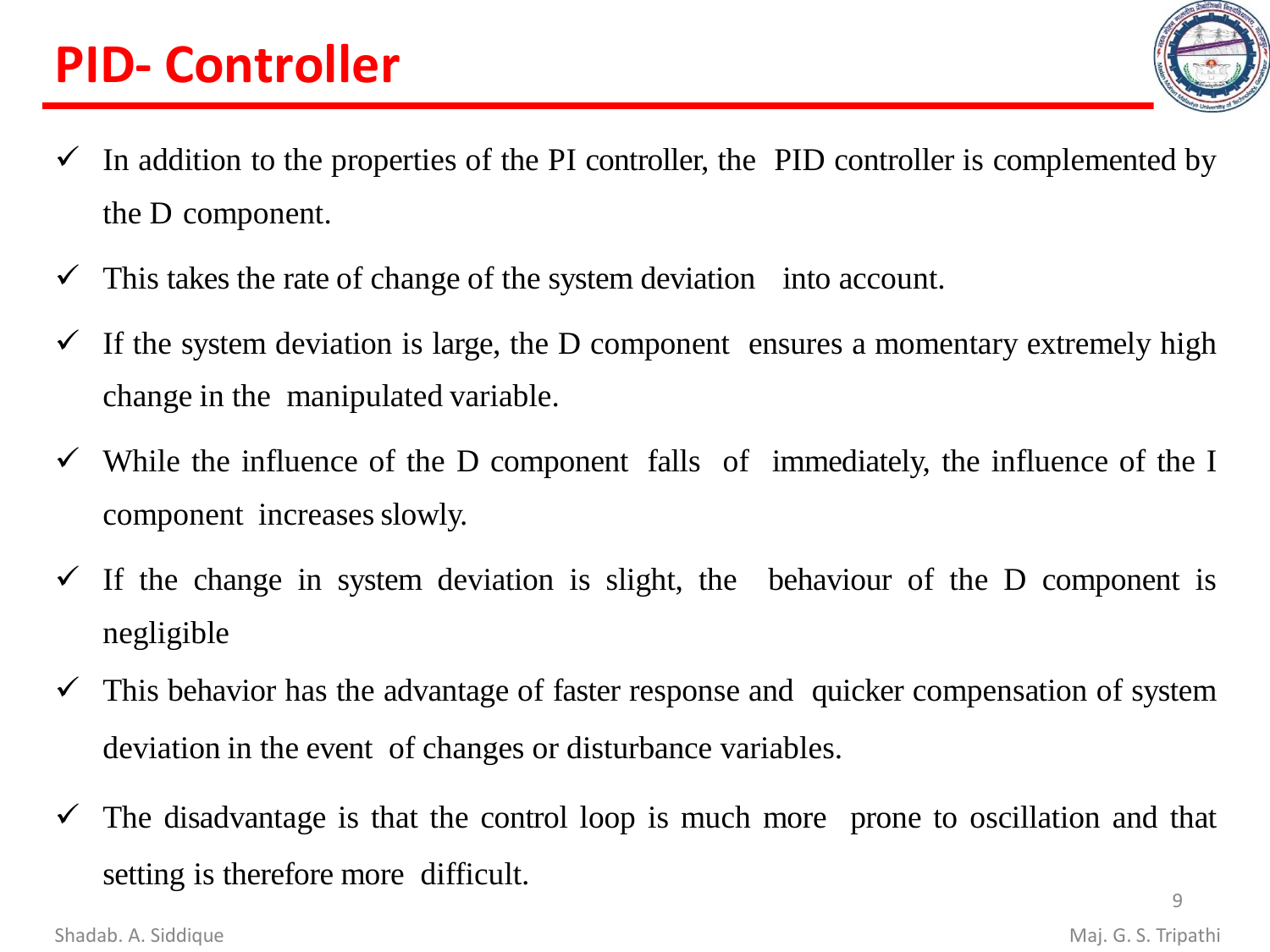# PID- Controller

- ✓ In addition to the properties of the PI controller, the PID controller is complemented by the D component.
- ✓ This takes the rate of change of the system deviation into account.
- ✓ If the system deviation is large, the D component ensures a momentary extremely high change in the manipulated variable.
- ✓ While the influence of the D component falls of immediately, the influence of the I component increases slowly.
- ✓ If the change in system deviation is slight, the behaviour of the D component is negligible
- ✓ This behavior has the advantage of faster response and quicker compensation of system deviation in the event of changes or disturbance variables.
- ✓ The disadvantage is that the control loop is much more prone to oscillation and that setting is therefore more difficult.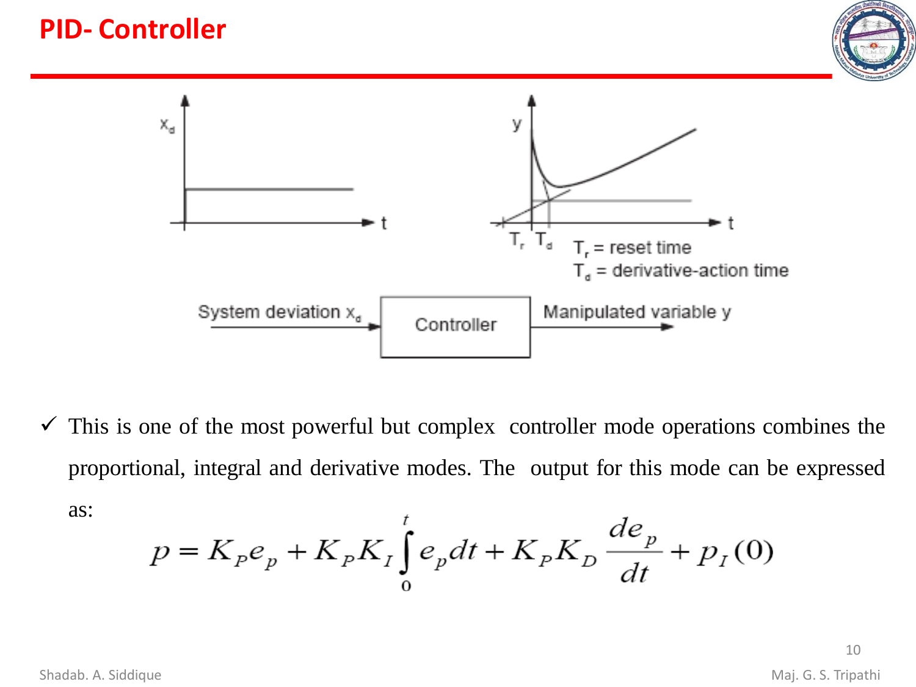# PID- Controller

$T_r$ = reset time

$T_d$ = derivative-action time

System deviation $x_d$ → Controller → Manipulated variable y

- ✓ This is one of the most powerful but complex controller mode operations combines the proportional, integral and derivative modes. The output for this mode can be expressed as:

$$p = K_P e_p + K_P K_I \int_0^t e_p dt + K_P K_D \frac{de_p}{dt} + p_I(0)$$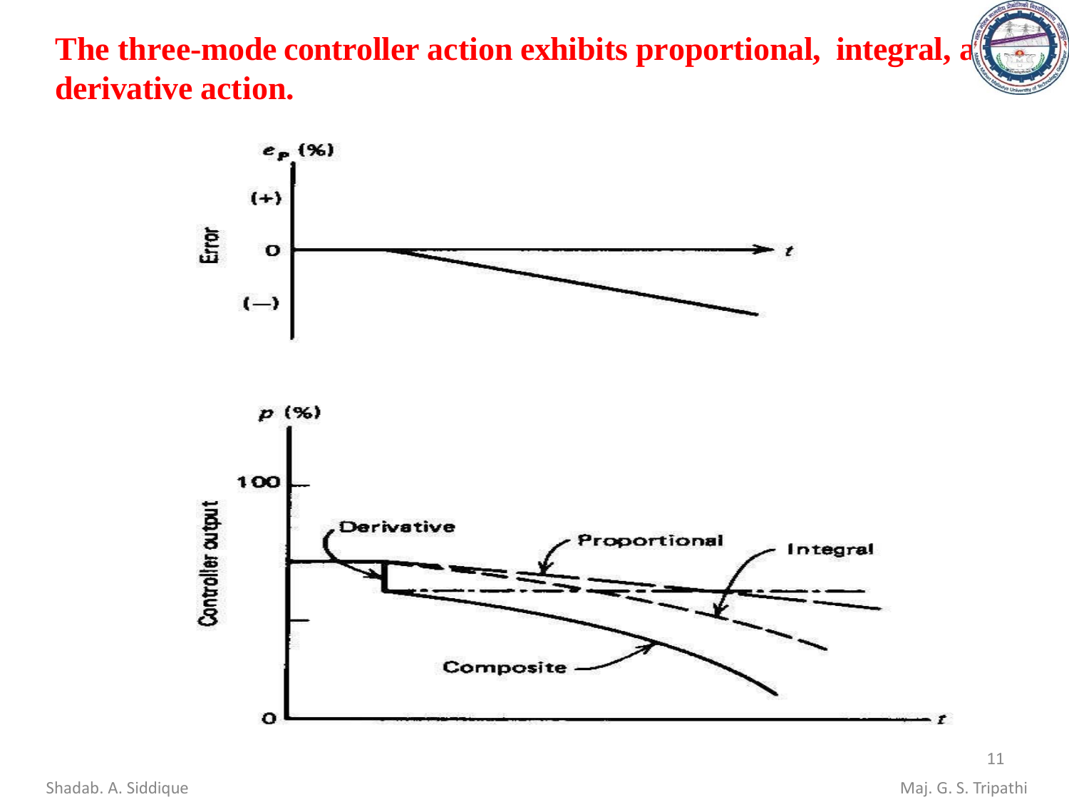# The three-mode controller action exhibits proportional, integral, and derivative action.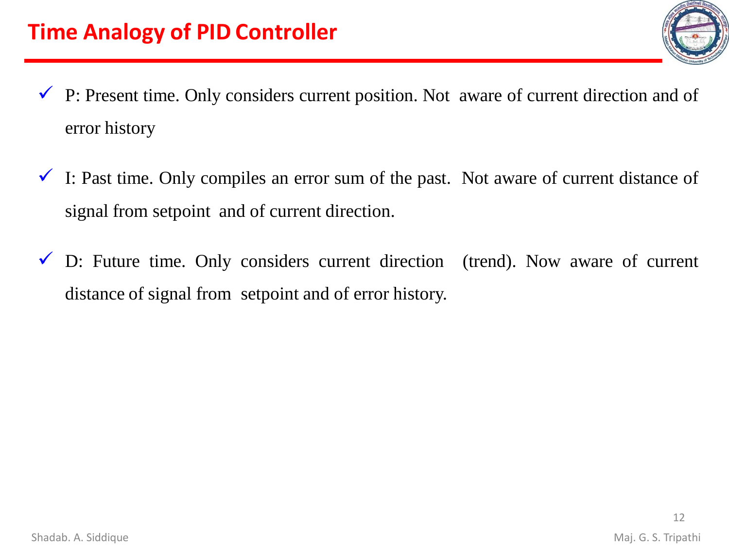# Time Analogy of PID Controller

- P: Present time. Only considers current position. Not aware of current direction and of error history
- I: Past time. Only compiles an error sum of the past. Not aware of current distance of signal from setpoint and of current direction.
- D: Future time. Only considers current direction (trend). Now aware of current distance of signal from setpoint and of error history.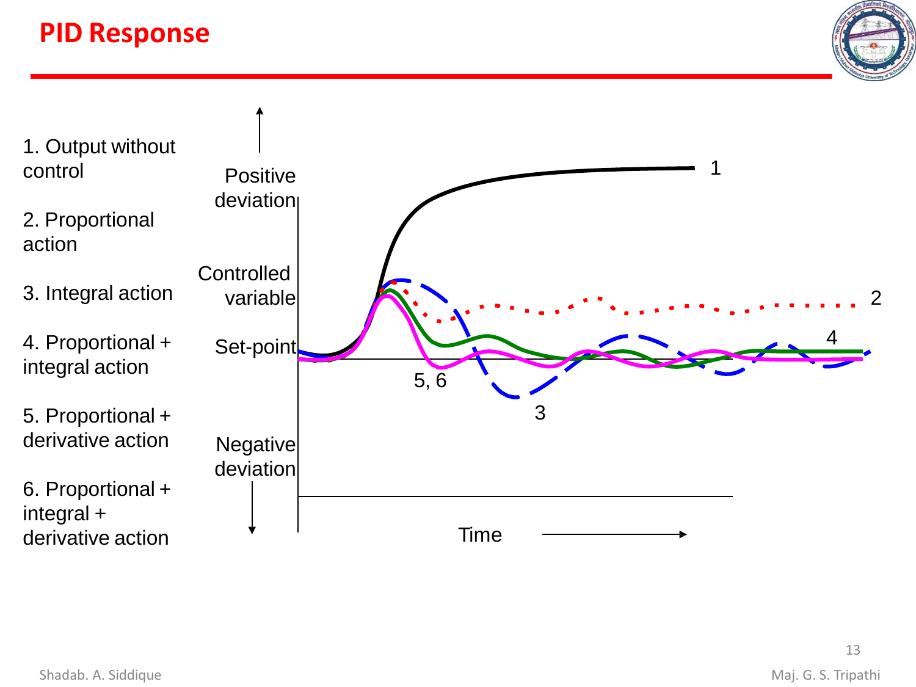# PID Response

1. Output without control
2. Proportional action
3. Integral action
4. Proportional + integral action
5. Proportional + derivative action
6. Proportional + integral + derivative action

Positive deviation

Controlled variable

Set-point

Negative deviation

Time

1

2

3

4

5, 6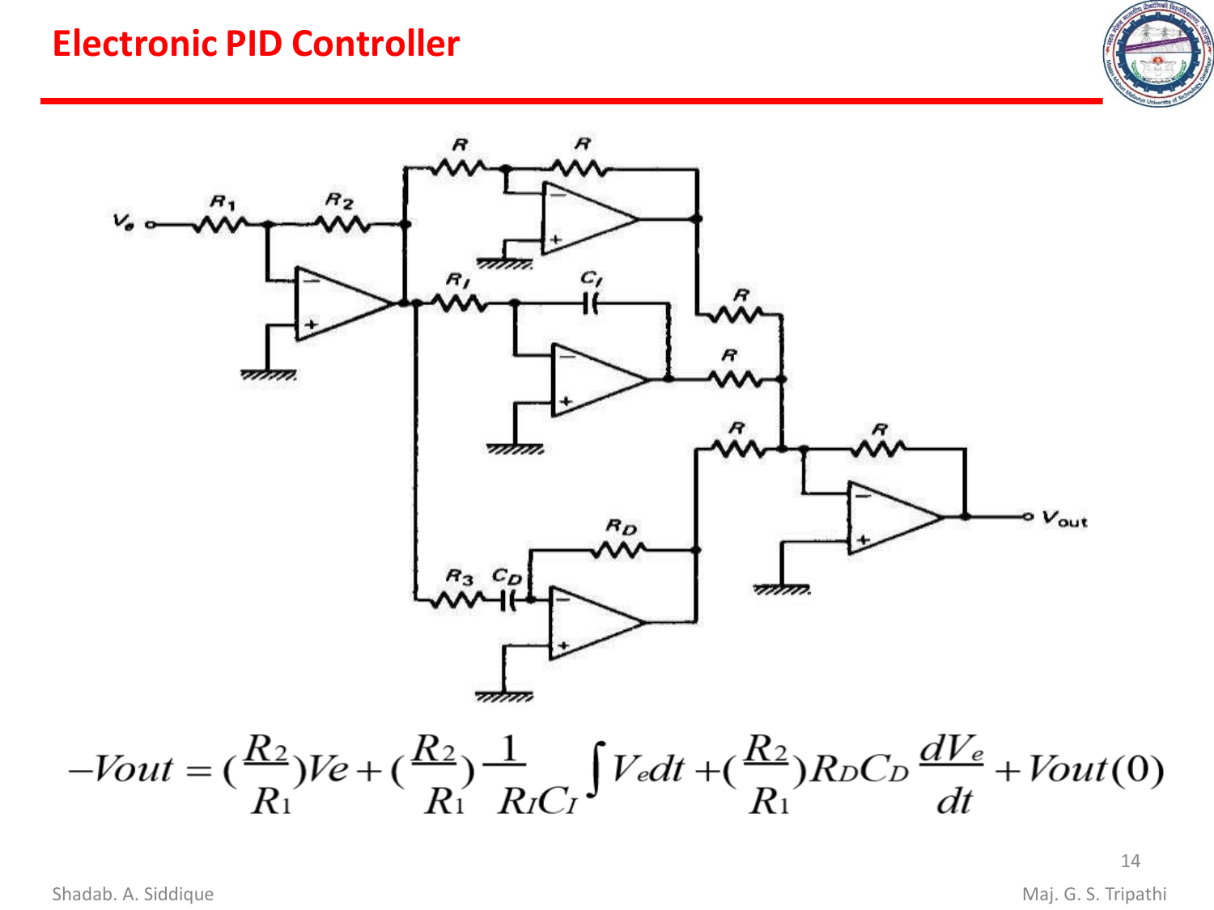# Electronic PID Controller

$$-Vout = (\frac{R_2}{R_1})Ve + (\frac{R_2}{R_1})\frac{1}{R_I C_I}\int V_e dt + (\frac{R_2}{R_1})R_D C_D \frac{dV_e}{dt} + Vout(0)$$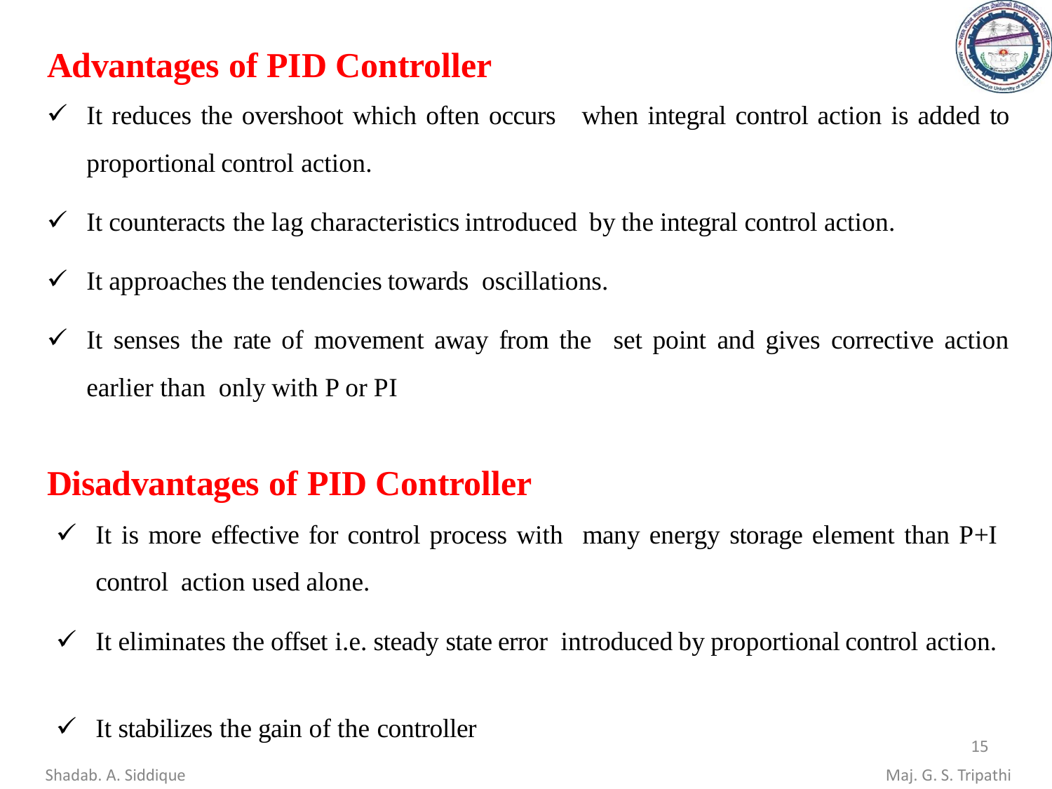## Advantages of PID Controller

- ✓ It reduces the overshoot which often occurs when integral control action is added to proportional control action.
- ✓ It counteracts the lag characteristics introduced by the integral control action.
- ✓ It approaches the tendencies towards oscillations.
- ✓ It senses the rate of movement away from the set point and gives corrective action earlier than only with P or PI

## Disadvantages of PID Controller

- ✓ It is more effective for control process with many energy storage element than P+I control action used alone.
- ✓ It eliminates the offset i.e. steady state error introduced by proportional control action.
- ✓ It stabilizes the gain of the controller

Shadab. A. Siddique

Maj. G. S. Tripathi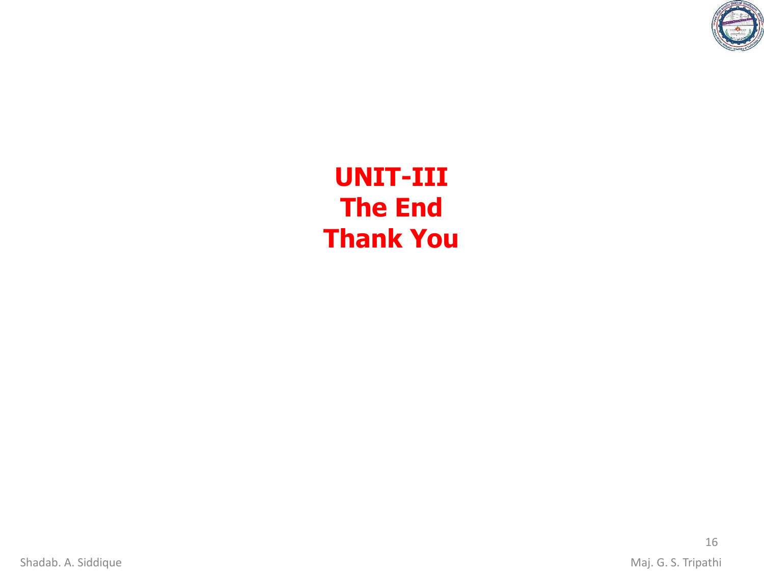**UNIT-III**
**The End**
**Thank You**